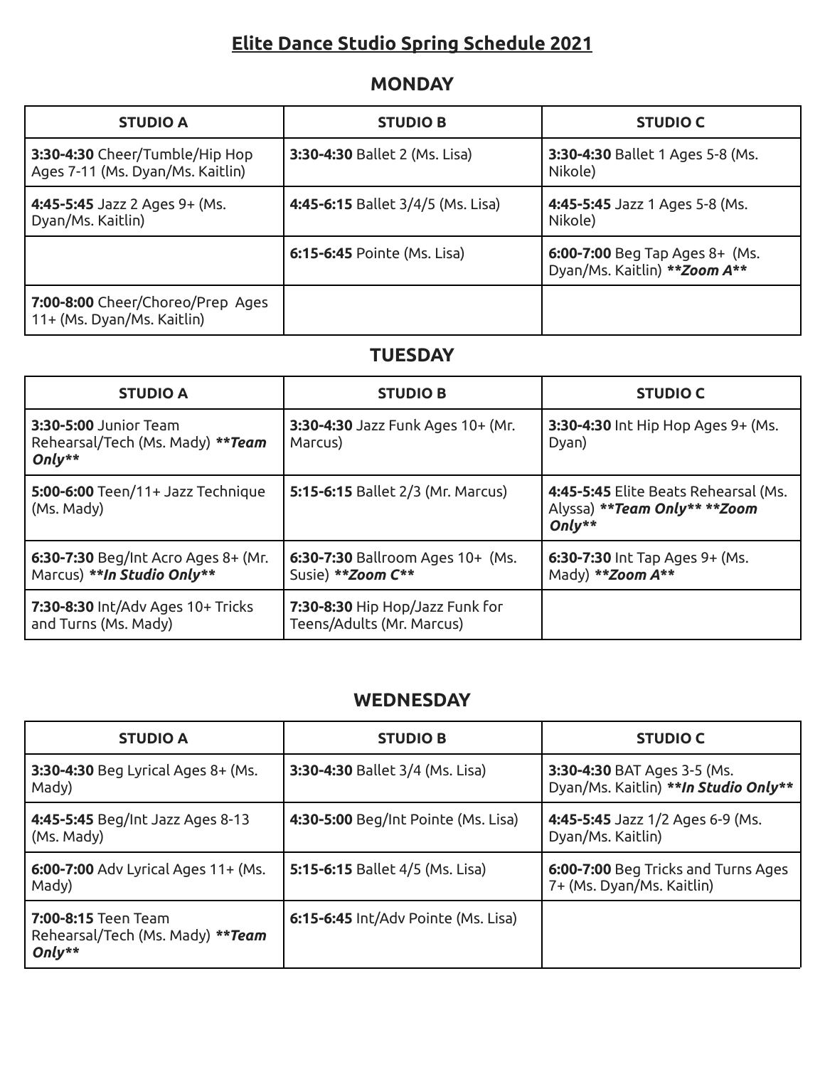# Elite Dance Studio Spring Schedule 2021

## MONDAY

| STUDIO A | STUDIO B | STUDIO C |
|---|---|---|
| **3:30-4:30** Cheer/Tumble/Hip Hop Ages 7-11 (Ms. Dyan/Ms. Kaitlin) | **3:30-4:30** Ballet 2 (Ms. Lisa) | **3:30-4:30** Ballet 1 Ages 5-8 (Ms. Nikole) |
| **4:45-5:45** Jazz 2 Ages 9+ (Ms. Dyan/Ms. Kaitlin) | **4:45-6:15** Ballet 3/4/5 (Ms. Lisa) | **4:45-5:45** Jazz 1 Ages 5-8 (Ms. Nikole) |
| | **6:15-6:45** Pointe (Ms. Lisa) | **6:00-7:00** Beg Tap Ages 8+ (Ms. Dyan/Ms. Kaitlin) ***\*\*Zoom A\*\**** |
| **7:00-8:00** Cheer/Choreo/Prep Ages 11+ (Ms. Dyan/Ms. Kaitlin) | | |

## TUESDAY

| STUDIO A | STUDIO B | STUDIO C |
|---|---|---|
| **3:30-5:00** Junior Team Rehearsal/Tech (Ms. Mady) ***\*\*Team Only\*\**** | **3:30-4:30** Jazz Funk Ages 10+ (Mr. Marcus) | **3:30-4:30** Int Hip Hop Ages 9+ (Ms. Dyan) |
| **5:00-6:00** Teen/11+ Jazz Technique (Ms. Mady) | **5:15-6:15** Ballet 2/3 (Mr. Marcus) | **4:45-5:45** Elite Beats Rehearsal (Ms. Alyssa) ***\*\*Team Only\*\* \*\*Zoom Only\*\**** |
| **6:30-7:30** Beg/Int Acro Ages 8+ (Mr. Marcus) ***\*\*In Studio Only\*\**** | **6:30-7:30** Ballroom Ages 10+ (Ms. Susie) ***\*\*Zoom C\*\**** | **6:30-7:30** Int Tap Ages 9+ (Ms. Mady) ***\*\*Zoom A\*\**** |
| **7:30-8:30** Int/Adv Ages 10+ Tricks and Turns (Ms. Mady) | **7:30-8:30** Hip Hop/Jazz Funk for Teens/Adults (Mr. Marcus) | |

## WEDNESDAY

| STUDIO A | STUDIO B | STUDIO C |
|---|---|---|
| **3:30-4:30** Beg Lyrical Ages 8+ (Ms. Mady) | **3:30-4:30** Ballet 3/4 (Ms. Lisa) | **3:30-4:30** BAT Ages 3-5 (Ms. Dyan/Ms. Kaitlin) ***\*\*In Studio Only\*\**** |
| **4:45-5:45** Beg/Int Jazz Ages 8-13 (Ms. Mady) | **4:30-5:00** Beg/Int Pointe (Ms. Lisa) | **4:45-5:45** Jazz 1/2 Ages 6-9 (Ms. Dyan/Ms. Kaitlin) |
| **6:00-7:00** Adv Lyrical Ages 11+ (Ms. Mady) | **5:15-6:15** Ballet 4/5 (Ms. Lisa) | **6:00-7:00** Beg Tricks and Turns Ages 7+ (Ms. Dyan/Ms. Kaitlin) |
| **7:00-8:15** Teen Team Rehearsal/Tech (Ms. Mady) ***\*\*Team Only\*\**** | **6:15-6:45** Int/Adv Pointe (Ms. Lisa) | |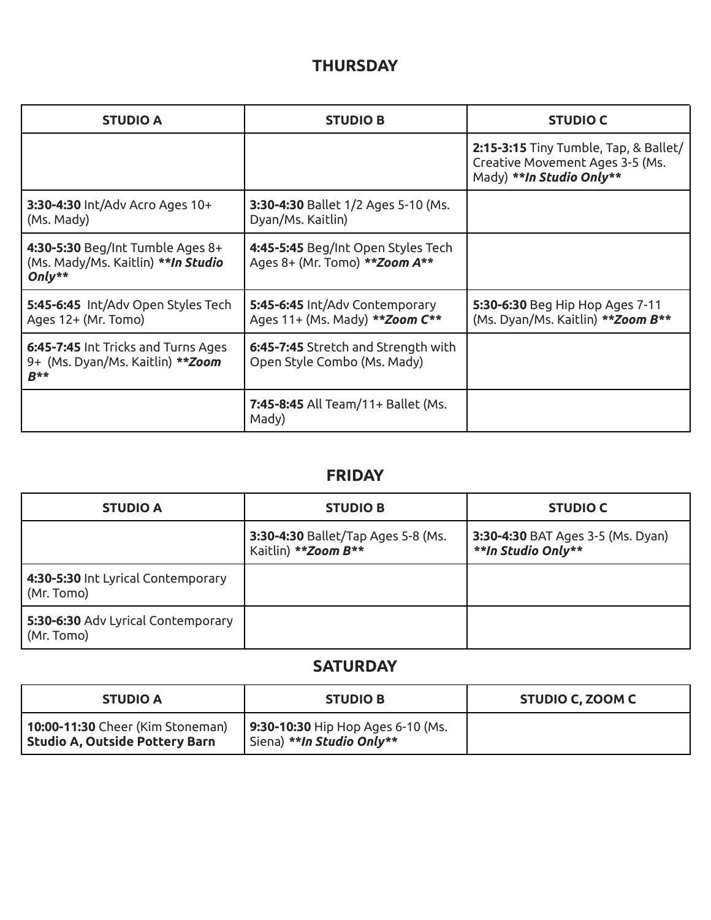## THURSDAY

| STUDIO A | STUDIO B | STUDIO C |
|---|---|---|
| | | **2:15-3:15** Tiny Tumble, Tap, & Ballet/ Creative Movement Ages 3-5 (Ms. Mady) ***\*\*In Studio Only\*\**** |
| **3:30-4:30** Int/Adv Acro Ages 10+ (Ms. Mady) | **3:30-4:30** Ballet 1/2 Ages 5-10 (Ms. Dyan/Ms. Kaitlin) | |
| **4:30-5:30** Beg/Int Tumble Ages 8+ (Ms. Mady/Ms. Kaitlin) ***\*\*In Studio Only\*\**** | **4:45-5:45** Beg/Int Open Styles Tech Ages 8+ (Mr. Tomo) ***\*\*Zoom A\*\**** | |
| **5:45-6:45** Int/Adv Open Styles Tech Ages 12+ (Mr. Tomo) | **5:45-6:45** Int/Adv Contemporary Ages 11+ (Ms. Mady) ***\*\*Zoom C\*\**** | **5:30-6:30** Beg Hip Hop Ages 7-11 (Ms. Dyan/Ms. Kaitlin) ***\*\*Zoom B\*\**** |
| **6:45-7:45** Int Tricks and Turns Ages 9+ (Ms. Dyan/Ms. Kaitlin) ***\*\*Zoom B\*\**** | **6:45-7:45** Stretch and Strength with Open Style Combo (Ms. Mady) | |
| | **7:45-8:45** All Team/11+ Ballet (Ms. Mady) | |

## FRIDAY

| STUDIO A | STUDIO B | STUDIO C |
|---|---|---|
| | **3:30-4:30** Ballet/Tap Ages 5-8 (Ms. Kaitlin) ***\*\*Zoom B\*\**** | **3:30-4:30** BAT Ages 3-5 (Ms. Dyan) ***\*\*In Studio Only\*\**** |
| **4:30-5:30** Int Lyrical Contemporary (Mr. Tomo) | | |
| **5:30-6:30** Adv Lyrical Contemporary (Mr. Tomo) | | |

## SATURDAY

| STUDIO A | STUDIO B | STUDIO C, ZOOM C |
|---|---|---|
| **10:00-11:30** Cheer (Kim Stoneman) **Studio A, Outside Pottery Barn** | **9:30-10:30** Hip Hop Ages 6-10 (Ms. Siena) ***\*\*In Studio Only\*\**** | |